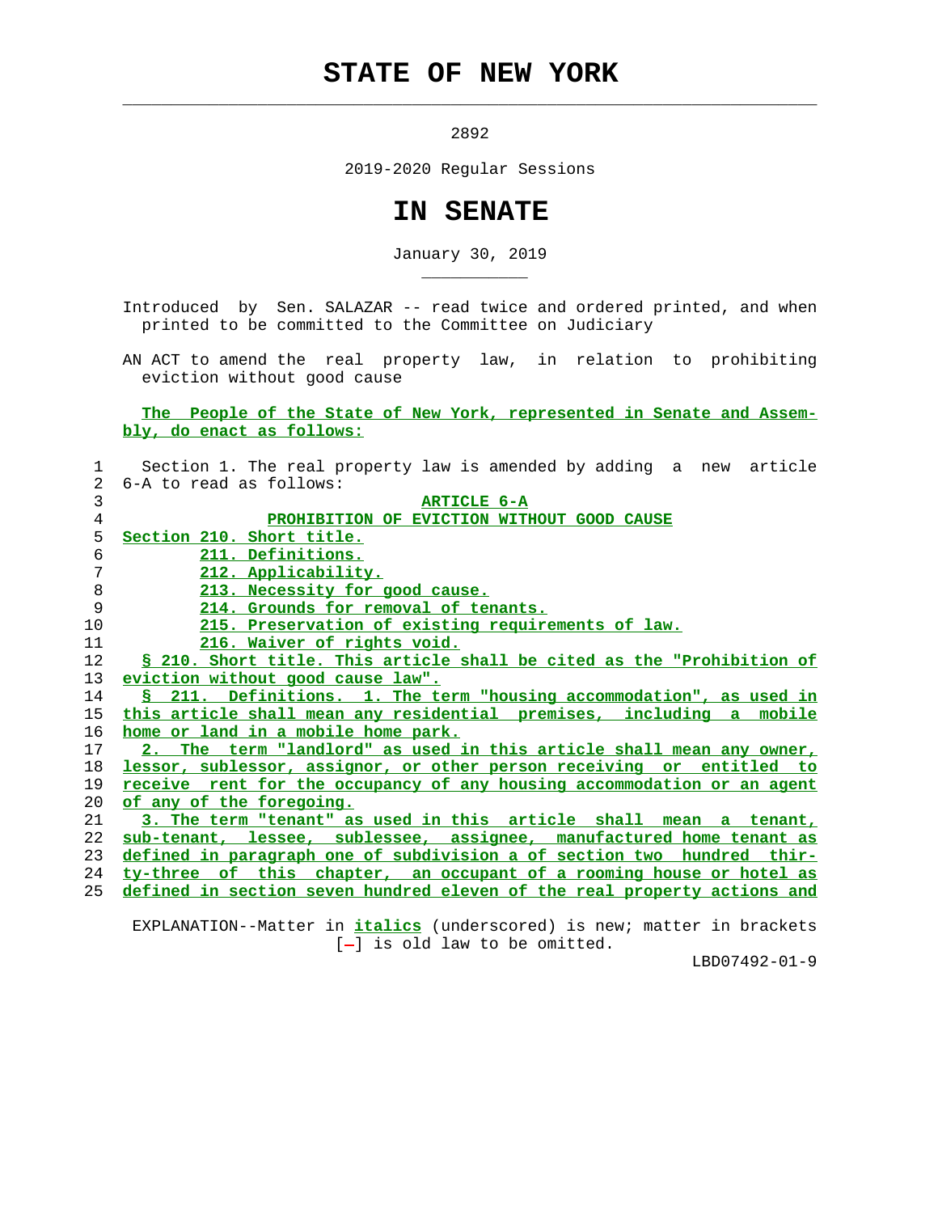# STATE OF NEW YORK

2892

2019-2020 Regular Sessions

# IN SENATE

January 30, 2019

Introduced by Sen. SALAZAR -- read twice and ordered printed, and when printed to be committed to the Committee on Judiciary

AN ACT to amend the real property law, in relation to prohibiting eviction without good cause

The People of the State of New York, represented in Senate and Assembly, do enact as follows:

Section 1. The real property law is amended by adding a new article 6-A to read as follows:

## ARTICLE 6-A
## PROHIBITION OF EVICTION WITHOUT GOOD CAUSE

Section 210. Short title.
211. Definitions.
212. Applicability.
213. Necessity for good cause.
214. Grounds for removal of tenants.
215. Preservation of existing requirements of law.
216. Waiver of rights void.

§ 210. Short title. This article shall be cited as the "Prohibition of eviction without good cause law".

§ 211. Definitions. 1. The term "housing accommodation", as used in this article shall mean any residential premises, including a mobile home or land in a mobile home park.

2. The term "landlord" as used in this article shall mean any owner, lessor, sublessor, assignor, or other person receiving or entitled to receive rent for the occupancy of any housing accommodation or an agent of any of the foregoing.

3. The term "tenant" as used in this article shall mean a tenant, sub-tenant, lessee, sublessee, assignee, manufactured home tenant as defined in paragraph one of subdivision a of section two hundred thirty-three of this chapter, an occupant of a rooming house or hotel as defined in section seven hundred eleven of the real property actions and

EXPLANATION--Matter in *italics* (underscored) is new; matter in brackets [-] is old law to be omitted.

LBD07492-01-9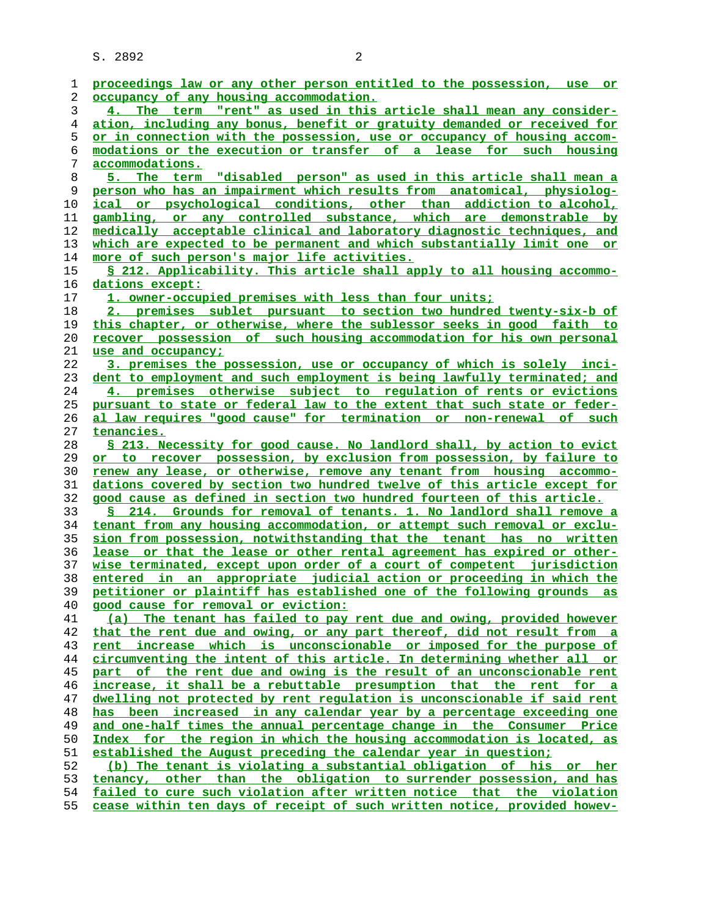proceedings law or any other person entitled to the possession, use or occupancy of any housing accommodation.

4. The term "rent" as used in this article shall mean any consideration, including any bonus, benefit or gratuity demanded or received for or in connection with the possession, use or occupancy of housing accommodations or the execution or transfer of a lease for such housing accommodations.

5. The term "disabled person" as used in this article shall mean a person who has an impairment which results from anatomical, physiological or psychological conditions, other than addiction to alcohol, gambling, or any controlled substance, which are demonstrable by medically acceptable clinical and laboratory diagnostic techniques, and which are expected to be permanent and which substantially limit one or more of such person's major life activities.

§ 212. Applicability. This article shall apply to all housing accommodations except:

1. owner-occupied premises with less than four units;

2. premises sublet pursuant to section two hundred twenty-six-b of this chapter, or otherwise, where the sublessor seeks in good faith to recover possession of such housing accommodation for his own personal use and occupancy;

3. premises the possession, use or occupancy of which is solely incident to employment and such employment is being lawfully terminated; and

4. premises otherwise subject to regulation of rents or evictions pursuant to state or federal law to the extent that such state or federal law requires "good cause" for termination or non-renewal of such tenancies.

§ 213. Necessity for good cause. No landlord shall, by action to evict or to recover possession, by exclusion from possession, by failure to renew any lease, or otherwise, remove any tenant from housing accommodations covered by section two hundred twelve of this article except for good cause as defined in section two hundred fourteen of this article.

§ 214. Grounds for removal of tenants. 1. No landlord shall remove a tenant from any housing accommodation, or attempt such removal or exclusion from possession, notwithstanding that the tenant has no written lease or that the lease or other rental agreement has expired or otherwise terminated, except upon order of a court of competent jurisdiction entered in an appropriate judicial action or proceeding in which the petitioner or plaintiff has established one of the following grounds as good cause for removal or eviction:

(a) The tenant has failed to pay rent due and owing, provided however that the rent due and owing, or any part thereof, did not result from a rent increase which is unconscionable or imposed for the purpose of circumventing the intent of this article. In determining whether all or part of the rent due and owing is the result of an unconscionable rent increase, it shall be a rebuttable presumption that the rent for a dwelling not protected by rent regulation is unconscionable if said rent has been increased in any calendar year by a percentage exceeding one and one-half times the annual percentage change in the Consumer Price Index for the region in which the housing accommodation is located, as established the August preceding the calendar year in question;

(b) The tenant is violating a substantial obligation of his or her tenancy, other than the obligation to surrender possession, and has failed to cure such violation after written notice that the violation cease within ten days of receipt of such written notice, provided howev-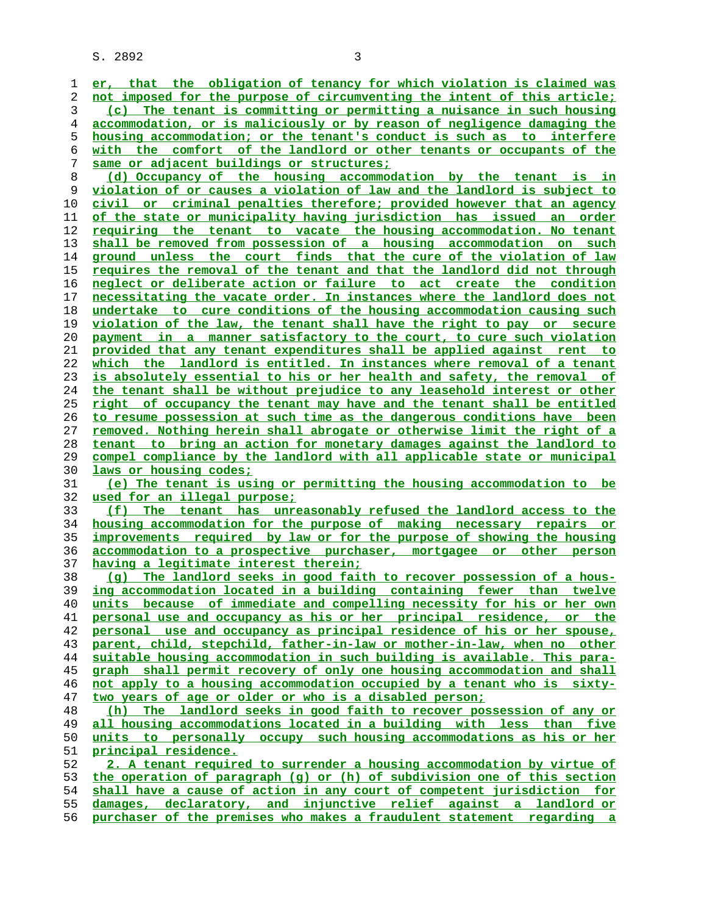er, that the obligation of tenancy for which violation is claimed was not imposed for the purpose of circumventing the intent of this article;

(c) The tenant is committing or permitting a nuisance in such housing accommodation, or is maliciously or by reason of negligence damaging the housing accommodation; or the tenant's conduct is such as to interfere with the comfort of the landlord or other tenants or occupants of the same or adjacent buildings or structures;

(d) Occupancy of the housing accommodation by the tenant is in violation of or causes a violation of law and the landlord is subject to civil or criminal penalties therefore; provided however that an agency of the state or municipality having jurisdiction has issued an order requiring the tenant to vacate the housing accommodation. No tenant shall be removed from possession of a housing accommodation on such ground unless the court finds that the cure of the violation of law requires the removal of the tenant and that the landlord did not through neglect or deliberate action or failure to act create the condition necessitating the vacate order. In instances where the landlord does not undertake to cure conditions of the housing accommodation causing such violation of the law, the tenant shall have the right to pay or secure payment in a manner satisfactory to the court, to cure such violation provided that any tenant expenditures shall be applied against rent to which the landlord is entitled. In instances where removal of a tenant is absolutely essential to his or her health and safety, the removal of the tenant shall be without prejudice to any leasehold interest or other right of occupancy the tenant may have and the tenant shall be entitled to resume possession at such time as the dangerous conditions have been removed. Nothing herein shall abrogate or otherwise limit the right of a tenant to bring an action for monetary damages against the landlord to compel compliance by the landlord with all applicable state or municipal laws or housing codes;

(e) The tenant is using or permitting the housing accommodation to be used for an illegal purpose;

(f) The tenant has unreasonably refused the landlord access to the housing accommodation for the purpose of making necessary repairs or improvements required by law or for the purpose of showing the housing accommodation to a prospective purchaser, mortgagee or other person having a legitimate interest therein;

(g) The landlord seeks in good faith to recover possession of a housing accommodation located in a building containing fewer than twelve units because of immediate and compelling necessity for his or her own personal use and occupancy as his or her principal residence, or the personal use and occupancy as principal residence of his or her spouse, parent, child, stepchild, father-in-law or mother-in-law, when no other suitable housing accommodation in such building is available. This paragraph shall permit recovery of only one housing accommodation and shall not apply to a housing accommodation occupied by a tenant who is sixty-two years of age or older or who is a disabled person;

(h) The landlord seeks in good faith to recover possession of any or all housing accommodations located in a building with less than five units to personally occupy such housing accommodations as his or her principal residence.

2. A tenant required to surrender a housing accommodation by virtue of the operation of paragraph (g) or (h) of subdivision one of this section shall have a cause of action in any court of competent jurisdiction for damages, declaratory, and injunctive relief against a landlord or purchaser of the premises who makes a fraudulent statement regarding a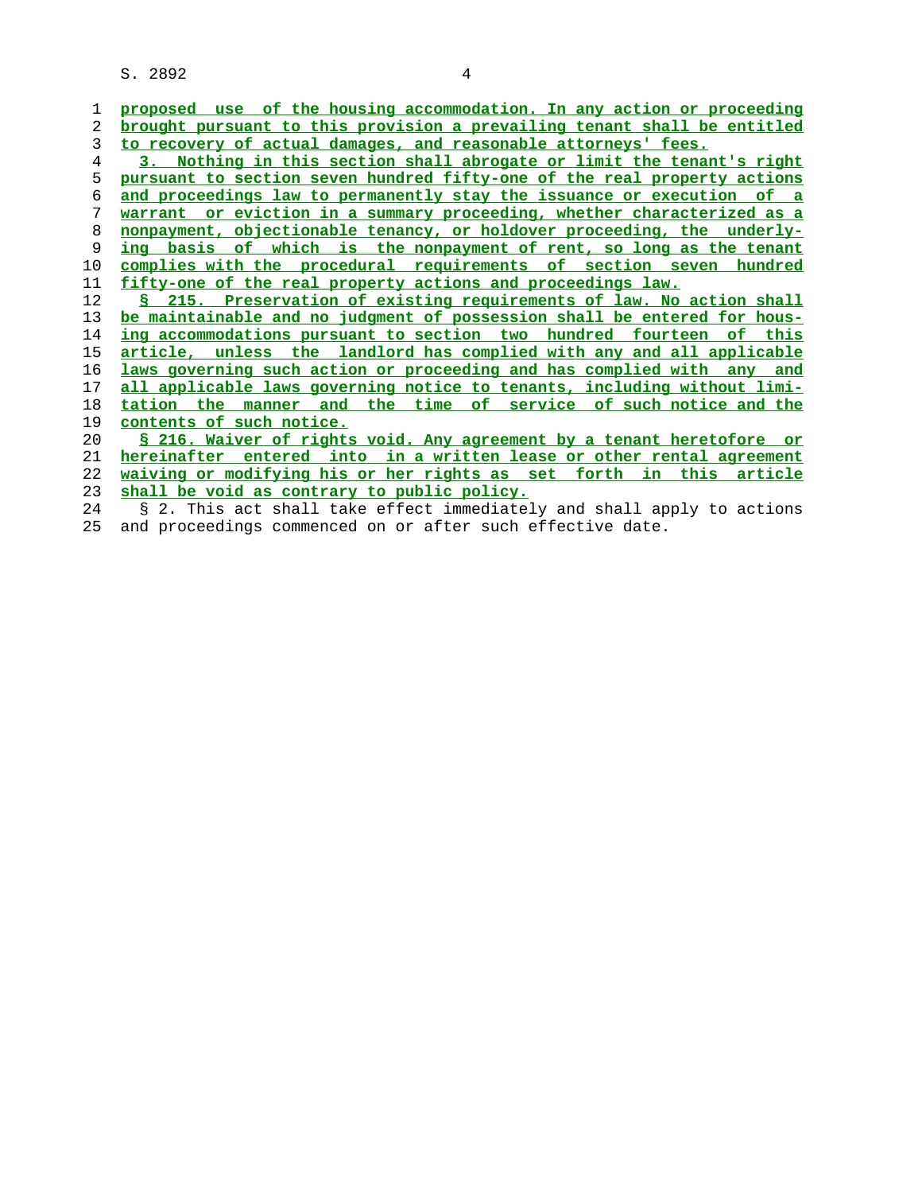proposed use of the housing accommodation. In any action or proceeding brought pursuant to this provision a prevailing tenant shall be entitled to recovery of actual damages, and reasonable attorneys' fees.

3. Nothing in this section shall abrogate or limit the tenant's right pursuant to section seven hundred fifty-one of the real property actions and proceedings law to permanently stay the issuance or execution of a warrant or eviction in a summary proceeding, whether characterized as a nonpayment, objectionable tenancy, or holdover proceeding, the underlying basis of which is the nonpayment of rent, so long as the tenant complies with the procedural requirements of section seven hundred fifty-one of the real property actions and proceedings law.

§ 215. Preservation of existing requirements of law. No action shall be maintainable and no judgment of possession shall be entered for housing accommodations pursuant to section two hundred fourteen of this article, unless the landlord has complied with any and all applicable laws governing such action or proceeding and has complied with any and all applicable laws governing notice to tenants, including without limitation the manner and the time of service of such notice and the contents of such notice.

§ 216. Waiver of rights void. Any agreement by a tenant heretofore or hereinafter entered into in a written lease or other rental agreement waiving or modifying his or her rights as set forth in this article shall be void as contrary to public policy.

§ 2. This act shall take effect immediately and shall apply to actions and proceedings commenced on or after such effective date.